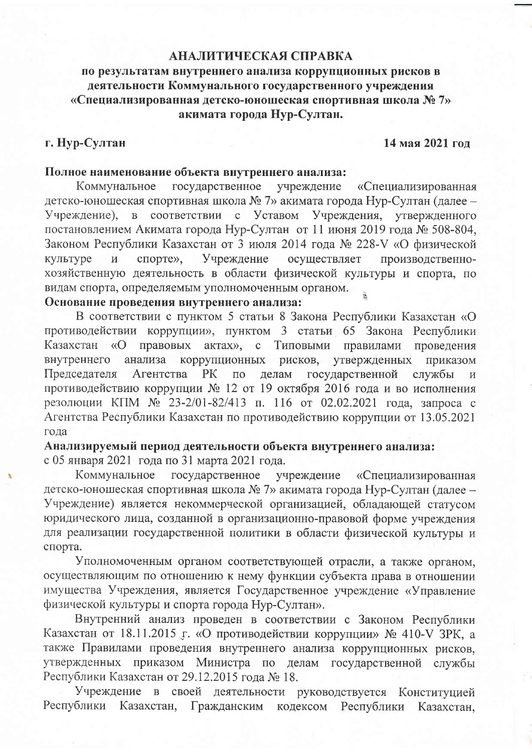# АНАЛИТИЧЕСКАЯ СПРАВКА

## по результатам внутреннего анализа коррупционных рисков в деятельности Коммунального государственного учреждения «Специализированная детско-юношеская спортивная школа № 7» акимата города Нур-Султан.

**г. Нур-Султан** **14 мая 2021 год**

**Полное наименование объекта внутреннего анализа:**

Коммунальное государственное учреждение «Специализированная детско-юношеская спортивная школа № 7» акимата города Нур-Султан (далее – Учреждение), в соответствии с Уставом Учреждения, утвержденного постановлением Акимата города Нур-Султан от 11 июня 2019 года № 508-804, Законом Республики Казахстан от 3 июля 2014 года № 228-V «О физической культуре и спорте», Учреждение осуществляет производственно-хозяйственную деятельность в области физической культуры и спорта, по видам спорта, определяемым уполномоченным органом.

**Основание проведения внутреннего анализа:**

В соответствии с пунктом 5 статьи 8 Закона Республики Казахстан «О противодействии коррупции», пунктом 3 статьи 65 Закона Республики Казахстан «О правовых актах», с Типовыми правилами проведения внутреннего анализа коррупционных рисков, утвержденных приказом Председателя Агентства РК по делам государственной службы и противодействию коррупции № 12 от 19 октября 2016 года и во исполнения резолюции КПМ № 23-2/01-82/413 п. 116 от 02.02.2021 года, запроса с Агентства Республики Казахстан по противодействию коррупции от 13.05.2021 года

**Анализируемый период деятельности объекта внутреннего анализа:**

с 05 января 2021 года по 31 марта 2021 года.

Коммунальное государственное учреждение «Специализированная детско-юношеская спортивная школа № 7» акимата города Нур-Султан (далее – Учреждение) является некоммерческой организацией, обладающей статусом юридического лица, созданной в организационно-правовой форме учреждения для реализации государственной политики в области физической культуры и спорта.

Уполномоченным органом соответствующей отрасли, а также органом, осуществляющим по отношению к нему функции субъекта права в отношении имущества Учреждения, является Государственное учреждение «Управление физической культуры и спорта города Нур-Султан».

Внутренний анализ проведен в соответствии с Законом Республики Казахстан от 18.11.2015 г. «О противодействии коррупции» № 410-V ЗРК, а также Правилами проведения внутреннего анализа коррупционных рисков, утвержденных приказом Министра по делам государственной службы Республики Казахстан от 29.12.2015 года № 18.

Учреждение в своей деятельности руководствуется Конституцией Республики Казахстан, Гражданским кодексом Республики Казахстан,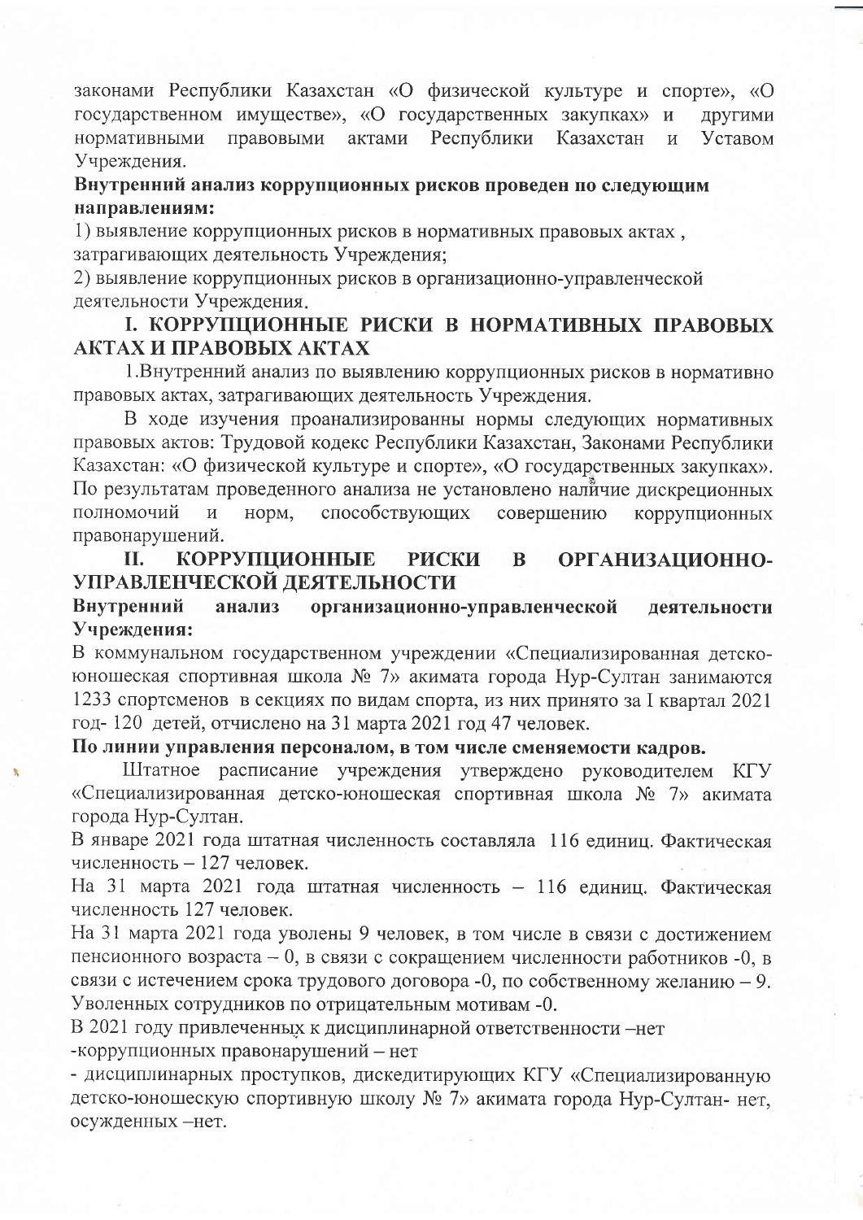законами Республики Казахстан «О физической культуре и спорте», «О государственном имуществе», «О государственных закупках» и другими нормативными правовыми актами Республики Казахстан и Уставом Учреждения.

**Внутренний анализ коррупционных рисков проведен по следующим направлениям:**

1) выявление коррупционных рисков в нормативных правовых актах , затрагивающих деятельность Учреждения;

2) выявление коррупционных рисков в организационно-управленческой деятельности Учреждения.

## I. КОРРУПЦИОННЫЕ РИСКИ В НОРМАТИВНЫХ ПРАВОВЫХ АКТАХ И ПРАВОВЫХ АКТАХ

1.Внутренний анализ по выявлению коррупционных рисков в нормативно правовых актах, затрагивающих деятельность Учреждения.

В ходе изучения проанализированны нормы следующих нормативных правовых актов: Трудовой кодекс Республики Казахстан, Законами Республики Казахстан: «О физической культуре и спорте», «О государственных закупках». По результатам проведенного анализа не установлено наличие дискреционных полномочий и норм, способствующих совершению коррупционных правонарушений.

## II. КОРРУПЦИОННЫЕ РИСКИ В ОРГАНИЗАЦИОННО-УПРАВЛЕНЧЕСКОЙ ДЕЯТЕЛЬНОСТИ

**Внутренний анализ организационно-управленческой деятельности Учреждения:**

В коммунальном государственном учреждении «Специализированная детско-юношеская спортивная школа № 7» акимата города Нур-Султан занимаются 1233 спортсменов в секциях по видам спорта, из них принято за I квартал 2021 год- 120 детей, отчислено на 31 марта 2021 год 47 человек.

**По линии управления персоналом, в том числе сменяемости кадров.**

Штатное расписание учреждения утверждено руководителем КГУ «Специализированная детско-юношеская спортивная школа № 7» акимата города Нур-Султан.

В январе 2021 года штатная численность составляла 116 единиц. Фактическая численность – 127 человек.

На 31 марта 2021 года штатная численность – 116 единиц. Фактическая численность 127 человек.

На 31 марта 2021 года уволены 9 человек, в том числе в связи с достижением пенсионного возраста – 0, в связи с сокращением численности работников -0, в связи с истечением срока трудового договора -0, по собственному желанию – 9. Уволенных сотрудников по отрицательным мотивам -0.

В 2021 году привлеченных к дисциплинарной ответственности –нет

-коррупционных правонарушений – нет

- дисциплинарных проступков, дискедитирующих КГУ «Специализированную детско-юношескую спортивную школу № 7» акимата города Нур-Султан- нет, осужденных –нет.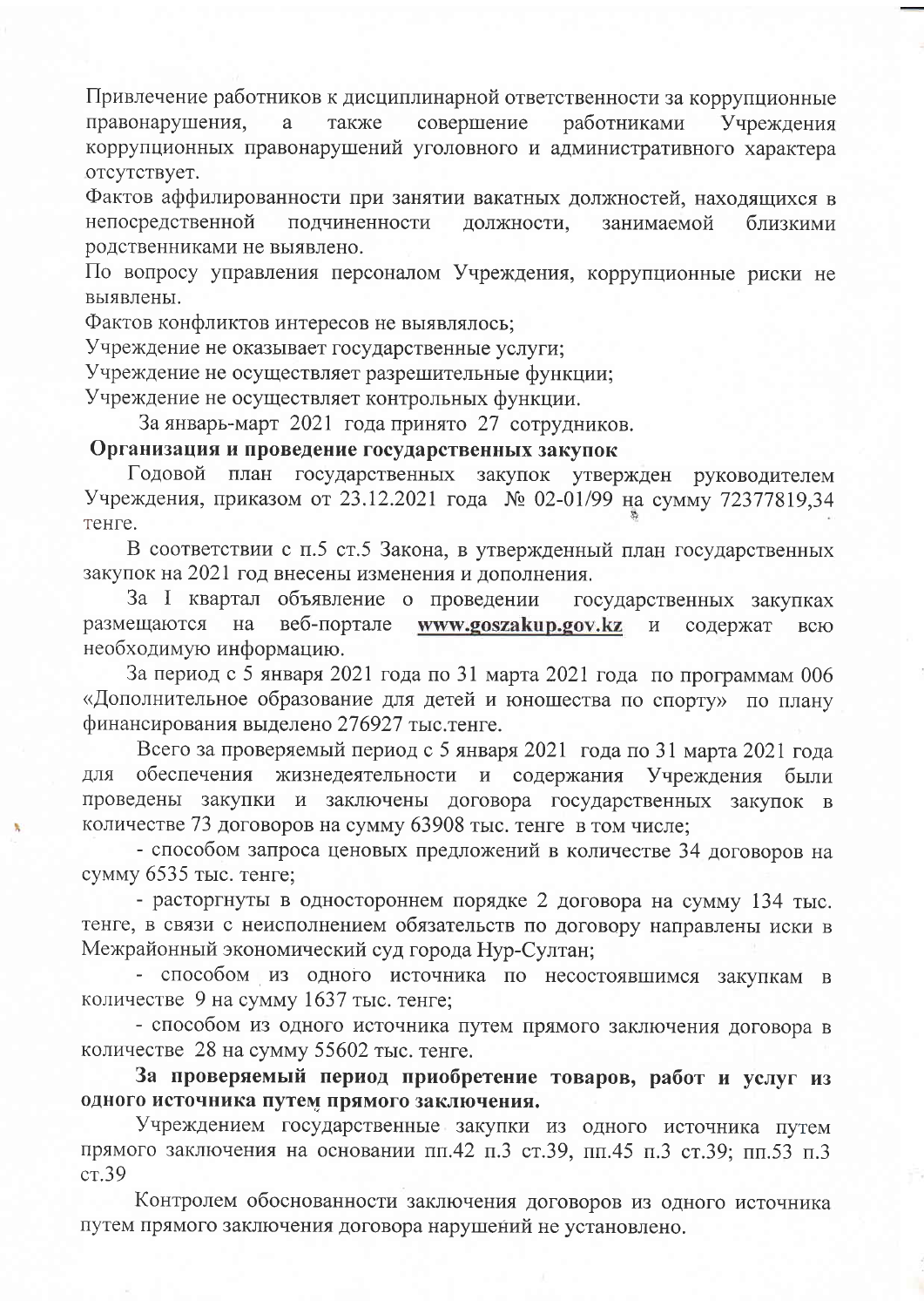Привлечение работников к дисциплинарной ответственности за коррупционные правонарушения, а также совершение работниками Учреждения коррупционных правонарушений уголовного и административного характера отсутствует.

Фактов аффилированности при занятии вакатных должностей, находящихся в непосредственной подчиненности должности, занимаемой близкими родственниками не выявлено.

По вопросу управления персоналом Учреждения, коррупционные риски не выявлены.

Фактов конфликтов интересов не выявлялось;

Учреждение не оказывает государственные услуги;

Учреждение не осуществляет разрешительные функции;

Учреждение не осуществляет контрольных функции.

За январь-март 2021 года принято 27 сотрудников.

**Организация и проведение государственных закупок**

Годовой план государственных закупок утвержден руководителем Учреждения, приказом от 23.12.2021 года № 02-01/99 на сумму 72377819,34 тенге.

В соответствии с п.5 ст.5 Закона, в утвержденный план государственных закупок на 2021 год внесены изменения и дополнения.

За I квартал объявление о проведении государственных закупках размещаются на веб-портале **www.goszakup.gov.kz** и содержат всю необходимую информацию.

За период с 5 января 2021 года по 31 марта 2021 года по программам 006 «Дополнительное образование для детей и юношества по спорту» по плану финансирования выделено 276927 тыс.тенге.

Всего за проверяемый период с 5 января 2021 года по 31 марта 2021 года для обеспечения жизнедеятельности и содержания Учреждения были проведены закупки и заключены договора государственных закупок в количестве 73 договоров на сумму 63908 тыс. тенге в том числе;

- способом запроса ценовых предложений в количестве 34 договоров на сумму 6535 тыс. тенге;
- расторгнуты в одностороннем порядке 2 договора на сумму 134 тыс. тенге, в связи с неисполнением обязательств по договору направлены иски в Межрайонный экономический суд города Нур-Султан;
- способом из одного источника по несостоявшимся закупкам в количестве 9 на сумму 1637 тыс. тенге;
- способом из одного источника путем прямого заключения договора в количестве 28 на сумму 55602 тыс. тенге.

**За проверяемый период приобретение товаров, работ и услуг из одного источника путем прямого заключения.**

Учреждением государственные закупки из одного источника путем прямого заключения на основании пп.42 п.3 ст.39, пп.45 п.3 ст.39; пп.53 п.3 ст.39

Контролем обоснованности заключения договоров из одного источника путем прямого заключения договора нарушений не установлено.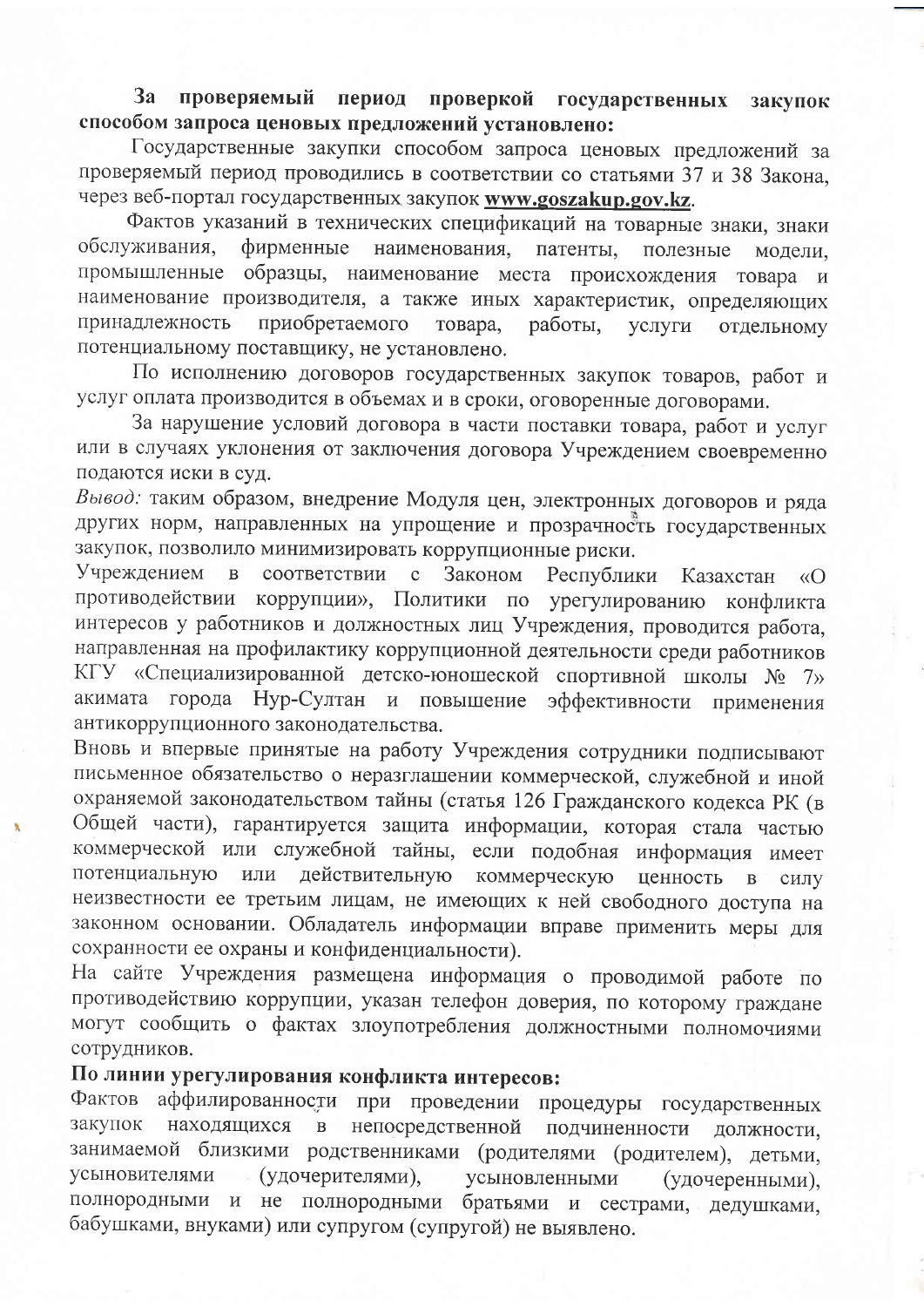**За проверяемый период проверкой государственных закупок способом запроса ценовых предложений установлено:**

Государственные закупки способом запроса ценовых предложений за проверяемый период проводились в соответствии со статьями 37 и 38 Закона, через веб-портал государственных закупок **www.goszakup.gov.kz**.

Фактов указаний в технических спецификаций на товарные знаки, знаки обслуживания, фирменные наименования, патенты, полезные модели, промышленные образцы, наименование места происхождения товара и наименование производителя, а также иных характеристик, определяющих принадлежность приобретаемого товара, работы, услуги отдельному потенциальному поставщику, не установлено.

По исполнению договоров государственных закупок товаров, работ и услуг оплата производится в объемах и в сроки, оговоренные договорами.

За нарушение условий договора в части поставки товара, работ и услуг или в случаях уклонения от заключения договора Учреждением своевременно подаются иски в суд.

*Вывод:* таким образом, внедрение Модуля цен, электронных договоров и ряда других норм, направленных на упрощение и прозрачность государственных закупок, позволило минимизировать коррупционные риски.

Учреждением в соответствии с Законом Республики Казахстан «О противодействии коррупции», Политики по урегулированию конфликта интересов у работников и должностных лиц Учреждения, проводится работа, направленная на профилактику коррупционной деятельности среди работников КГУ «Специализированной детско-юношеской спортивной школы № 7» акимата города Нур-Султан и повышение эффективности применения антикоррупционного законодательства.

Вновь и впервые принятые на работу Учреждения сотрудники подписывают письменное обязательство о неразглашении коммерческой, служебной и иной охраняемой законодательством тайны (статья 126 Гражданского кодекса РК (в Общей части), гарантируется защита информации, которая стала частью коммерческой или служебной тайны, если подобная информация имеет потенциальную или действительную коммерческую ценность в силу неизвестности ее третьим лицам, не имеющих к ней свободного доступа на законном основании. Обладатель информации вправе применить меры для сохранности ее охраны и конфиденциальности).

На сайте Учреждения размещена информация о проводимой работе по противодействию коррупции, указан телефон доверия, по которому граждане могут сообщить о фактах злоупотребления должностными полномочиями сотрудников.

**По линии урегулирования конфликта интересов:**

Фактов аффилированности при проведении процедуры государственных закупок находящихся в непосредственной подчиненности должности, занимаемой близкими родственниками (родителями (родителем), детьми, усыновителями (удочерителями), усыновленными (удочеренными), полнородными и не полнородными братьями и сестрами, дедушками, бабушками, внуками) или супругом (супругой) не выявлено.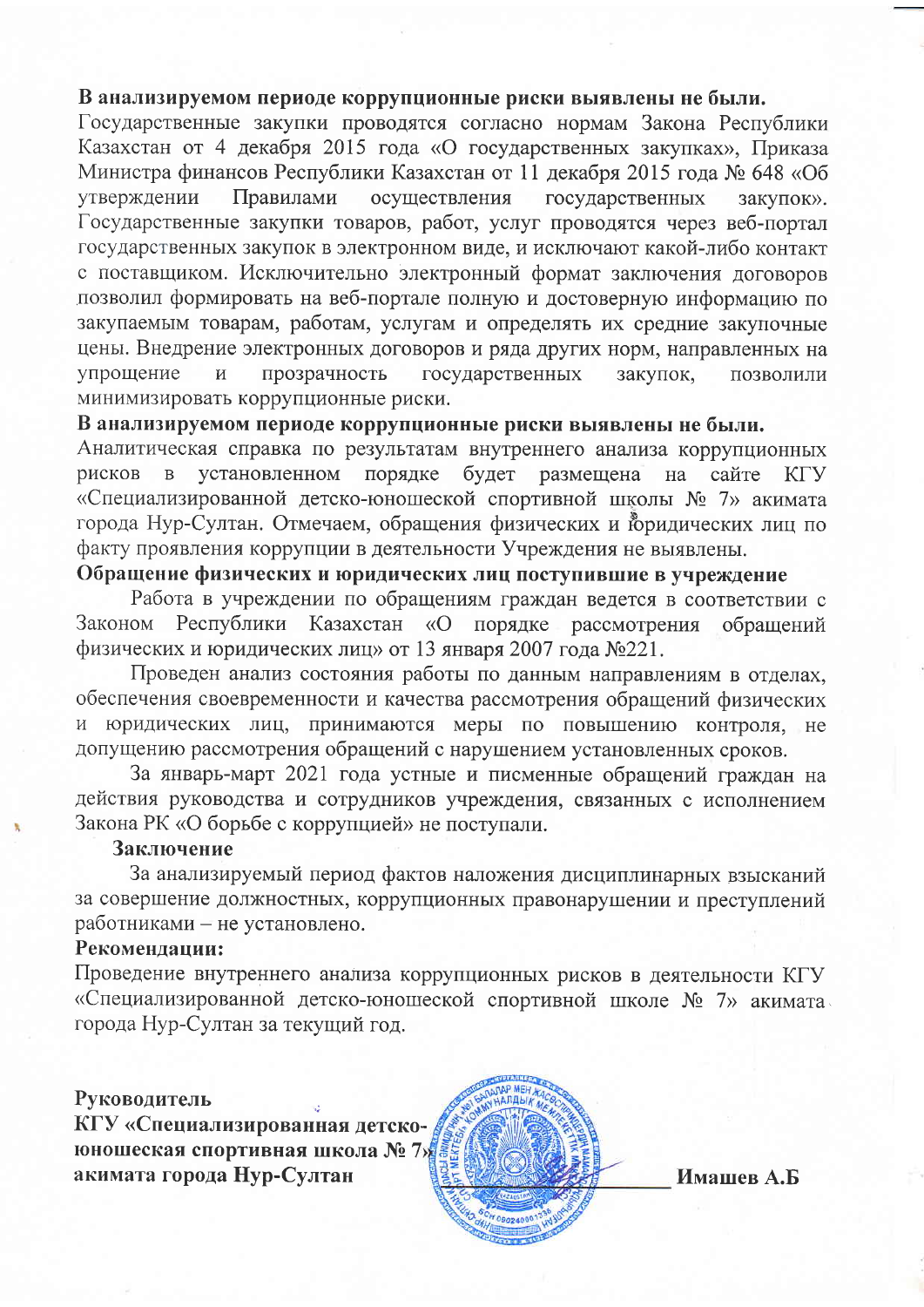**В анализируемом периоде коррупционные риски выявлены не были.**

Государственные закупки проводятся согласно нормам Закона Республики Казахстан от 4 декабря 2015 года «О государственных закупках», Приказа Министра финансов Республики Казахстан от 11 декабря 2015 года № 648 «Об утверждении Правилами осуществления государственных закупок». Государственные закупки товаров, работ, услуг проводятся через веб-портал государственных закупок в электронном виде, и исключают какой-либо контакт с поставщиком. Исключительно электронный формат заключения договоров позволил формировать на веб-портале полную и достоверную информацию по закупаемым товарам, работам, услугам и определять их средние закупочные цены. Внедрение электронных договоров и ряда других норм, направленных на упрощение и прозрачность государственных закупок, позволили минимизировать коррупционные риски.

**В анализируемом периоде коррупционные риски выявлены не были.**

Аналитическая справка по результатам внутреннего анализа коррупционных рисков в установленном порядке будет размещена на сайте КГУ «Специализированной детско-юношеской спортивной школы № 7» акимата города Нур-Султан. Отмечаем, обращения физических и юридических лиц по факту проявления коррупции в деятельности Учреждения не выявлены.

**Обращение физических и юридических лиц поступившие в учреждение**

Работа в учреждении по обращениям граждан ведется в соответствии с Законом Республики Казахстан «О порядке рассмотрения обращений физических и юридических лиц» от 13 января 2007 года №221.

Проведен анализ состояния работы по данным направлениям в отделах, обеспечения своевременности и качества рассмотрения обращений физических и юридических лиц, принимаются меры по повышению контроля, не допущению рассмотрения обращений с нарушением установленных сроков.

За январь-март 2021 года устные и писменные обращений граждан на действия руководства и сотрудников учреждения, связанных с исполнением Закона РК «О борьбе с коррупцией» не поступали.

**Заключение**

За анализируемый период фактов наложения дисциплинарных взысканий за совершение должностных, коррупционных правонарушении и преступлений работниками – не установлено.

**Рекомендации:**

Проведение внутреннего анализа коррупционных рисков в деятельности КГУ «Специализированной детско-юношеской спортивной школе № 7» акимата города Нур-Султан за текущий год.

**Руководитель**
**КГУ «Специализированная детско-юношеская спортивная школа № 7»**
**акимата города Нур-Султан** **Имашев А.Б**